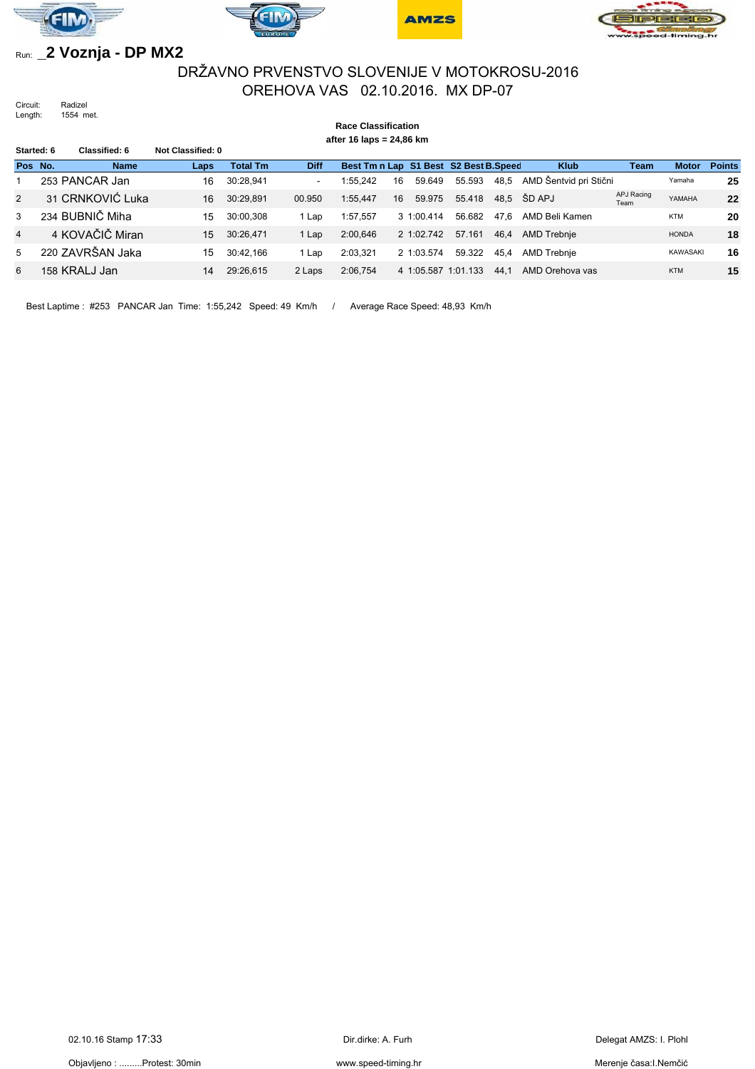Run: **_2 Voznja - DP MX2**

# DRŽAVNO PRVENSTVO SLOVENIJE V MOTOKROSU-2016

## OREHOVA VAS 02.10.2016. MX DP-07

Circuit: Radizel
Length: 1554 met.

**Race Classification**
**after 16 laps = 24,86 km**

**Started: 6** **Classified: 6** **Not Classified: 0**

| Pos | No. | Name | Laps | Total Tm | Diff | Best Tm | n Lap | S1 Best | S2 Best | B.Speed | Klub | Team | Motor | Points |
|---|---|---|---|---|---|---|---|---|---|---|---|---|---|---|
| 1 | 253 | PANCAR Jan | 16 | 30:28,941 | - | 1:55,242 | 16 | 59.649 | 55.593 | 48,5 | AMD Šentvid pri Stični | | Yamaha | 25 |
| 2 | 31 | CRNKOVIĆ Luka | 16 | 30:29,891 | 00.950 | 1:55,447 | 16 | 59.975 | 55.418 | 48,5 | ŠD APJ | APJ Racing Team | YAMAHA | 22 |
| 3 | 234 | BUBNIČ Miha | 15 | 30:00,308 | 1 Lap | 1:57,557 | 3 | 1:00.414 | 56.682 | 47,6 | AMD Beli Kamen | | KTM | 20 |
| 4 | 4 | KOVAČIČ Miran | 15 | 30:26,471 | 1 Lap | 2:00,646 | 2 | 1:02.742 | 57.161 | 46,4 | AMD Trebnje | | HONDA | 18 |
| 5 | 220 | ZAVRŠAN Jaka | 15 | 30:42,166 | 1 Lap | 2:03,321 | 2 | 1:03.574 | 59.322 | 45,4 | AMD Trebnje | | KAWASAKI | 16 |
| 6 | 158 | KRALJ Jan | 14 | 29:26,615 | 2 Laps | 2:06,754 | 4 | 1:05.587 | 1:01.133 | 44,1 | AMD Orehova vas | | KTM | 15 |

Best Laptime : #253 PANCAR Jan Time: 1:55,242 Speed: 49 Km/h / Average Race Speed: 48,93 Km/h

02.10.16 Stamp 17:33 Dir.dirke: A. Furh Delegat AMZS: I. Plohl

Objavljeno : .........Protest: 30min www.speed-timing.hr Merenje časa:I.Nemčić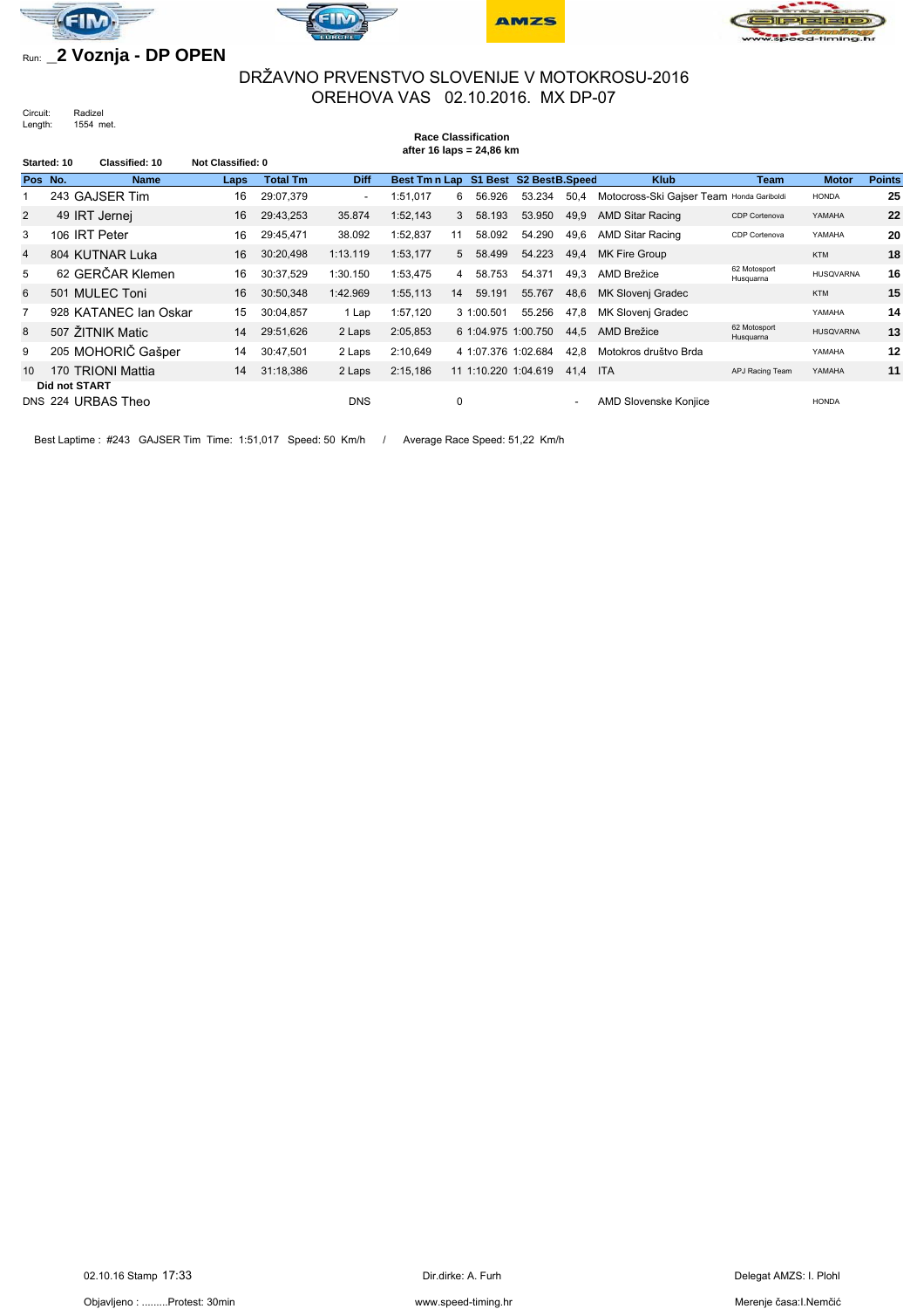Run: **_2 Voznja - DP OPEN**

# DRŽAVNO PRVENSTVO SLOVENIJE V MOTOKROSU-2016
# OREHOVA VAS 02.10.2016. MX DP-07

Circuit: Radizel
Length: 1554 met.

**Race Classification**
**after 16 laps = 24,86 km**

**Started: 10** **Classified: 10** **Not Classified: 0**

| Pos | No. | Name | Laps | Total Tm | Diff | Best Tm | n Lap | S1 Best | S2 Best | B.Speed | Klub | Team | Motor | Points |
|---|---|---|---|---|---|---|---|---|---|---|---|---|---|---|
| 1 | 243 | GAJSER Tim | 16 | 29:07,379 | - | 1:51,017 | 6 | 56.926 | 53.234 | 50,4 | Motocross-Ski Gajser Team | Honda Gariboldi | HONDA | 25 |
| 2 | 49 | IRT Jernej | 16 | 29:43,253 | 35.874 | 1:52,143 | 3 | 58.193 | 53.950 | 49,9 | AMD Sitar Racing | CDP Cortenova | YAMAHA | 22 |
| 3 | 106 | IRT Peter | 16 | 29:45,471 | 38.092 | 1:52,837 | 11 | 58.092 | 54.290 | 49,6 | AMD Sitar Racing | CDP Cortenova | YAMAHA | 20 |
| 4 | 804 | KUTNAR Luka | 16 | 30:20,498 | 1:13.119 | 1:53,177 | 5 | 58.499 | 54.223 | 49,4 | MK Fire Group | | KTM | 18 |
| 5 | 62 | GERČAR Klemen | 16 | 30:37,529 | 1:30.150 | 1:53,475 | 4 | 58.753 | 54.371 | 49,3 | AMD Brežice | 62 Motosport Husquarna | HUSQVARNA | 16 |
| 6 | 501 | MULEC Toni | 16 | 30:50,348 | 1:42.969 | 1:55,113 | 14 | 59.191 | 55.767 | 48,6 | MK Slovenj Gradec | | KTM | 15 |
| 7 | 928 | KATANEC Ian Oskar | 15 | 30:04,857 | 1 Lap | 1:57,120 | 3 | 1:00.501 | 55.256 | 47,8 | MK Slovenj Gradec | | YAMAHA | 14 |
| 8 | 507 | ŽITNIK Matic | 14 | 29:51,626 | 2 Laps | 2:05,853 | 6 | 1:04.975 | 1:00.750 | 44,5 | AMD Brežice | 62 Motosport Husquarna | HUSQVARNA | 13 |
| 9 | 205 | MOHORIČ Gašper | 14 | 30:47,501 | 2 Laps | 2:10,649 | 4 | 1:07.376 | 1:02.684 | 42,8 | Motokros društvo Brda | | YAMAHA | 12 |
| 10 | 170 | TRIONI Mattia | 14 | 31:18,386 | 2 Laps | 2:15,186 | 11 | 1:10.220 | 1:04.619 | 41,4 | ITA | APJ Racing Team | YAMAHA | 11 |
| **Did not START** | | | | | | | | | | | | | | |
| DNS | 224 | URBAS Theo | | | DNS | | 0 | | | - | AMD Slovenske Konjice | | HONDA | |

Best Laptime : #243 GAJSER Tim Time: 1:51,017 Speed: 50 Km/h / Average Race Speed: 51,22 Km/h

02.10.16 Stamp 17:33 Dir.dirke: A. Furh Delegat AMZS: I. Plohl

Objavljeno : .........Protest: 30min www.speed-timing.hr Merenje časa:I.Nemčić